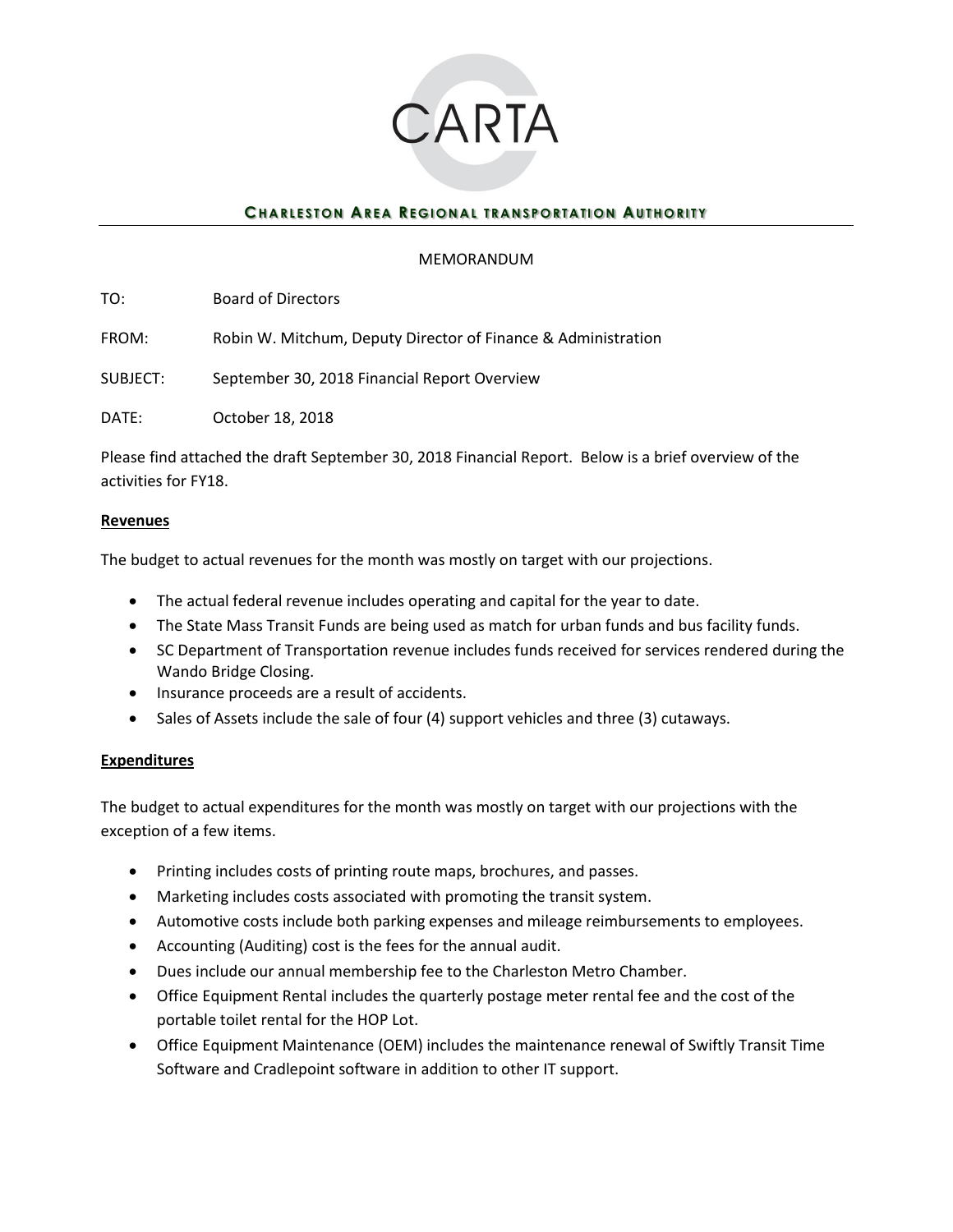CARTA

**CHARLESTON AREA REGIONAL TRANSPORTATION AUTHORITY**

MEMORANDUM

TO: Board of Directors

FROM: Robin W. Mitchum, Deputy Director of Finance & Administration

SUBJECT: September 30, 2018 Financial Report Overview

DATE: October 18, 2018

Please find attached the draft September 30, 2018 Financial Report. Below is a brief overview of the activities for FY18.

**Revenues**

The budget to actual revenues for the month was mostly on target with our projections.

- The actual federal revenue includes operating and capital for the year to date.
- The State Mass Transit Funds are being used as match for urban funds and bus facility funds.
- SC Department of Transportation revenue includes funds received for services rendered during the Wando Bridge Closing.
- Insurance proceeds are a result of accidents.
- Sales of Assets include the sale of four (4) support vehicles and three (3) cutaways.

**Expenditures**

The budget to actual expenditures for the month was mostly on target with our projections with the exception of a few items.

- Printing includes costs of printing route maps, brochures, and passes.
- Marketing includes costs associated with promoting the transit system.
- Automotive costs include both parking expenses and mileage reimbursements to employees.
- Accounting (Auditing) cost is the fees for the annual audit.
- Dues include our annual membership fee to the Charleston Metro Chamber.
- Office Equipment Rental includes the quarterly postage meter rental fee and the cost of the portable toilet rental for the HOP Lot.
- Office Equipment Maintenance (OEM) includes the maintenance renewal of Swiftly Transit Time Software and Cradlepoint software in addition to other IT support.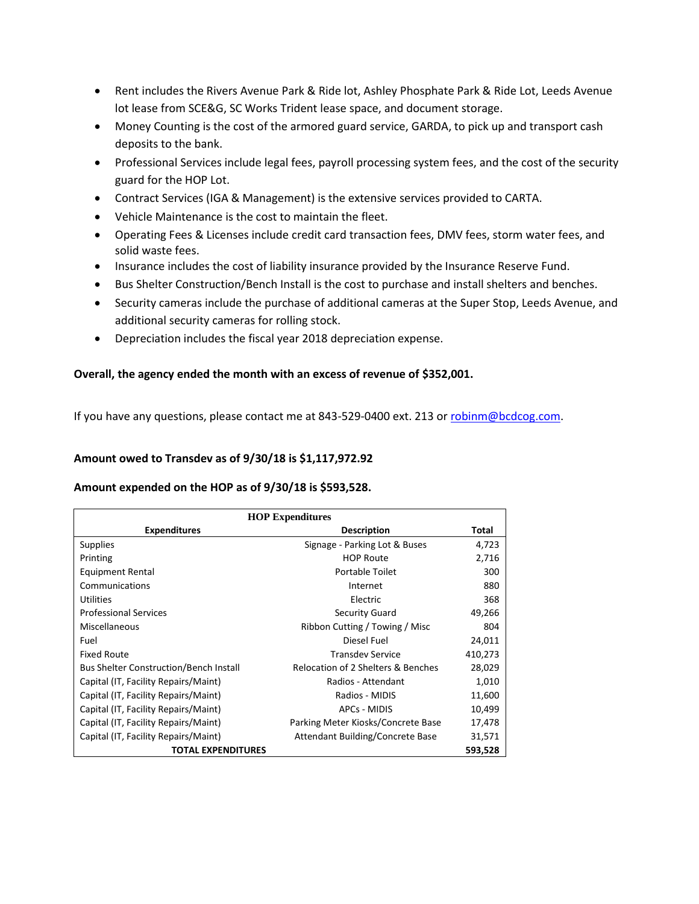- Rent includes the Rivers Avenue Park & Ride lot, Ashley Phosphate Park & Ride Lot, Leeds Avenue lot lease from SCE&G, SC Works Trident lease space, and document storage.
- Money Counting is the cost of the armored guard service, GARDA, to pick up and transport cash deposits to the bank.
- Professional Services include legal fees, payroll processing system fees, and the cost of the security guard for the HOP Lot.
- Contract Services (IGA & Management) is the extensive services provided to CARTA.
- Vehicle Maintenance is the cost to maintain the fleet.
- Operating Fees & Licenses include credit card transaction fees, DMV fees, storm water fees, and solid waste fees.
- Insurance includes the cost of liability insurance provided by the Insurance Reserve Fund.
- Bus Shelter Construction/Bench Install is the cost to purchase and install shelters and benches.
- Security cameras include the purchase of additional cameras at the Super Stop, Leeds Avenue, and additional security cameras for rolling stock.
- Depreciation includes the fiscal year 2018 depreciation expense.

**Overall, the agency ended the month with an excess of revenue of $352,001.**

If you have any questions, please contact me at 843-529-0400 ext. 213 or robinm@bcdcog.com.

**Amount owed to Transdev as of 9/30/18 is $1,117,972.92**

**Amount expended on the HOP as of 9/30/18 is $593,528.**

| HOP Expenditures | | |
|---|---|---|
| **Expenditures** | **Description** | **Total** |
| Supplies | Signage - Parking Lot & Buses | 4,723 |
| Printing | HOP Route | 2,716 |
| Equipment Rental | Portable Toilet | 300 |
| Communications | Internet | 880 |
| Utilities | Electric | 368 |
| Professional Services | Security Guard | 49,266 |
| Miscellaneous | Ribbon Cutting / Towing / Misc | 804 |
| Fuel | Diesel Fuel | 24,011 |
| Fixed Route | Transdev Service | 410,273 |
| Bus Shelter Construction/Bench Install | Relocation of 2 Shelters & Benches | 28,029 |
| Capital (IT, Facility Repairs/Maint) | Radios - Attendant | 1,010 |
| Capital (IT, Facility Repairs/Maint) | Radios - MIDIS | 11,600 |
| Capital (IT, Facility Repairs/Maint) | APCs - MIDIS | 10,499 |
| Capital (IT, Facility Repairs/Maint) | Parking Meter Kiosks/Concrete Base | 17,478 |
| Capital (IT, Facility Repairs/Maint) | Attendant Building/Concrete Base | 31,571 |
| **TOTAL EXPENDITURES** | | **593,528** |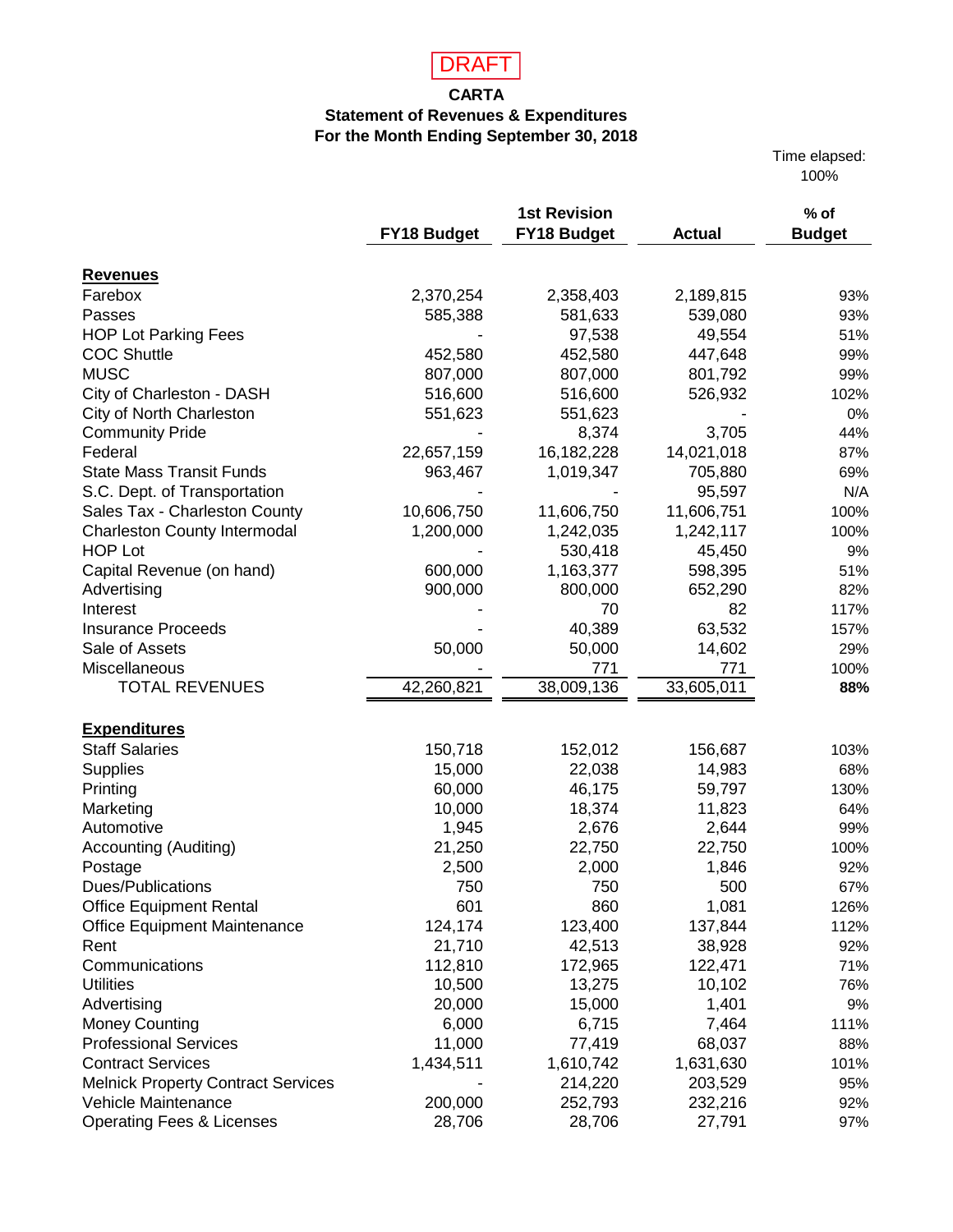DRAFT

**CARTA**
**Statement of Revenues & Expenditures**
**For the Month Ending September 30, 2018**

Time elapsed: 100%

| | FY18 Budget | 1st Revision FY18 Budget | Actual | % of Budget |
|---|---|---|---|---|
| **Revenues** | | | | |
| Farebox | 2,370,254 | 2,358,403 | 2,189,815 | 93% |
| Passes | 585,388 | 581,633 | 539,080 | 93% |
| HOP Lot Parking Fees | - | 97,538 | 49,554 | 51% |
| COC Shuttle | 452,580 | 452,580 | 447,648 | 99% |
| MUSC | 807,000 | 807,000 | 801,792 | 99% |
| City of Charleston - DASH | 516,600 | 516,600 | 526,932 | 102% |
| City of North Charleston | 551,623 | 551,623 | - | 0% |
| Community Pride | - | 8,374 | 3,705 | 44% |
| Federal | 22,657,159 | 16,182,228 | 14,021,018 | 87% |
| State Mass Transit Funds | 963,467 | 1,019,347 | 705,880 | 69% |
| S.C. Dept. of Transportation | - | - | 95,597 | N/A |
| Sales Tax - Charleston County | 10,606,750 | 11,606,750 | 11,606,751 | 100% |
| Charleston County Intermodal | 1,200,000 | 1,242,035 | 1,242,117 | 100% |
| HOP Lot | - | 530,418 | 45,450 | 9% |
| Capital Revenue (on hand) | 600,000 | 1,163,377 | 598,395 | 51% |
| Advertising | 900,000 | 800,000 | 652,290 | 82% |
| Interest | - | 70 | 82 | 117% |
| Insurance Proceeds | - | 40,389 | 63,532 | 157% |
| Sale of Assets | 50,000 | 50,000 | 14,602 | 29% |
| Miscellaneous | - | 771 | 771 | 100% |
| TOTAL REVENUES | 42,260,821 | 38,009,136 | 33,605,011 | **88%** |
| **Expenditures** | | | | |
| Staff Salaries | 150,718 | 152,012 | 156,687 | 103% |
| Supplies | 15,000 | 22,038 | 14,983 | 68% |
| Printing | 60,000 | 46,175 | 59,797 | 130% |
| Marketing | 10,000 | 18,374 | 11,823 | 64% |
| Automotive | 1,945 | 2,676 | 2,644 | 99% |
| Accounting (Auditing) | 21,250 | 22,750 | 22,750 | 100% |
| Postage | 2,500 | 2,000 | 1,846 | 92% |
| Dues/Publications | 750 | 750 | 500 | 67% |
| Office Equipment Rental | 601 | 860 | 1,081 | 126% |
| Office Equipment Maintenance | 124,174 | 123,400 | 137,844 | 112% |
| Rent | 21,710 | 42,513 | 38,928 | 92% |
| Communications | 112,810 | 172,965 | 122,471 | 71% |
| Utilities | 10,500 | 13,275 | 10,102 | 76% |
| Advertising | 20,000 | 15,000 | 1,401 | 9% |
| Money Counting | 6,000 | 6,715 | 7,464 | 111% |
| Professional Services | 11,000 | 77,419 | 68,037 | 88% |
| Contract Services | 1,434,511 | 1,610,742 | 1,631,630 | 101% |
| Melnick Property Contract Services | - | 214,220 | 203,529 | 95% |
| Vehicle Maintenance | 200,000 | 252,793 | 232,216 | 92% |
| Operating Fees & Licenses | 28,706 | 28,706 | 27,791 | 97% |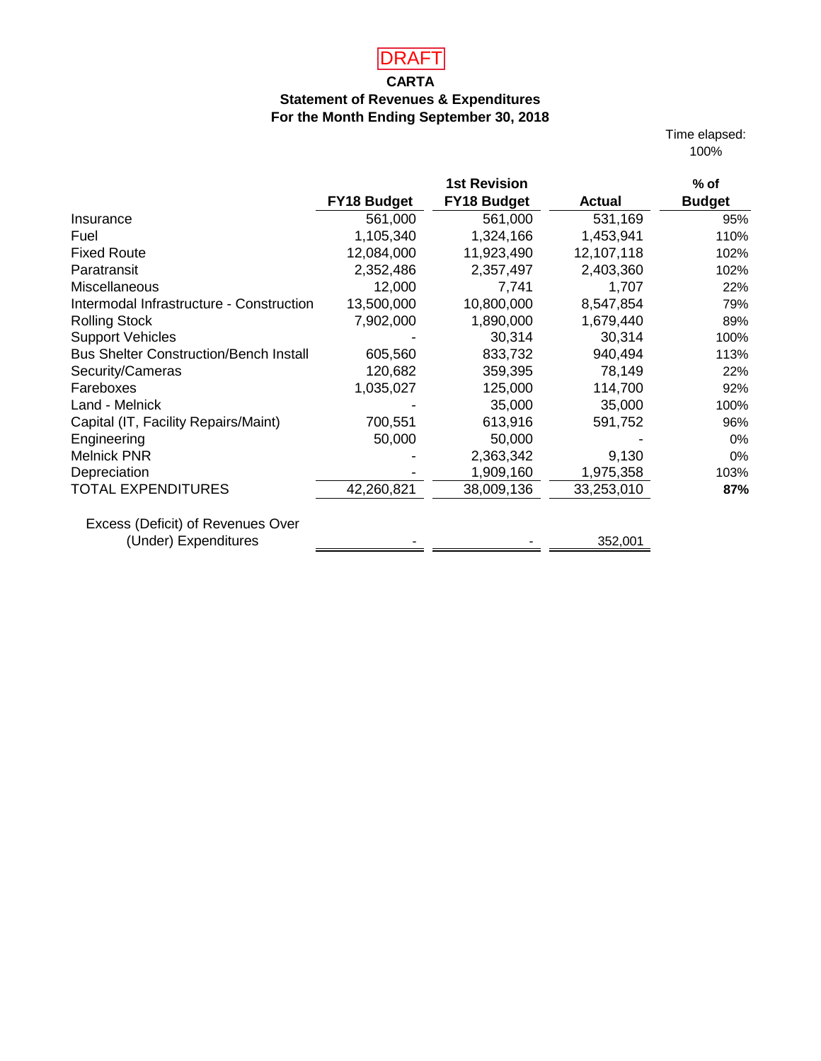DRAFT

**CARTA**

**Statement of Revenues & Expenditures**

**For the Month Ending September 30, 2018**

Time elapsed: 100%

| | FY18 Budget | 1st Revision FY18 Budget | Actual | % of Budget |
|---|---|---|---|---|
| Insurance | 561,000 | 561,000 | 531,169 | 95% |
| Fuel | 1,105,340 | 1,324,166 | 1,453,941 | 110% |
| Fixed Route | 12,084,000 | 11,923,490 | 12,107,118 | 102% |
| Paratransit | 2,352,486 | 2,357,497 | 2,403,360 | 102% |
| Miscellaneous | 12,000 | 7,741 | 1,707 | 22% |
| Intermodal Infrastructure - Construction | 13,500,000 | 10,800,000 | 8,547,854 | 79% |
| Rolling Stock | 7,902,000 | 1,890,000 | 1,679,440 | 89% |
| Support Vehicles | - | 30,314 | 30,314 | 100% |
| Bus Shelter Construction/Bench Install | 605,560 | 833,732 | 940,494 | 113% |
| Security/Cameras | 120,682 | 359,395 | 78,149 | 22% |
| Fareboxes | 1,035,027 | 125,000 | 114,700 | 92% |
| Land - Melnick | - | 35,000 | 35,000 | 100% |
| Capital (IT, Facility Repairs/Maint) | 700,551 | 613,916 | 591,752 | 96% |
| Engineering | 50,000 | 50,000 | - | 0% |
| Melnick PNR | - | 2,363,342 | 9,130 | 0% |
| Depreciation | - | 1,909,160 | 1,975,358 | 103% |
| TOTAL EXPENDITURES | 42,260,821 | 38,009,136 | 33,253,010 | **87%** |
| Excess (Deficit) of Revenues Over (Under) Expenditures | - | - | 352,001 | |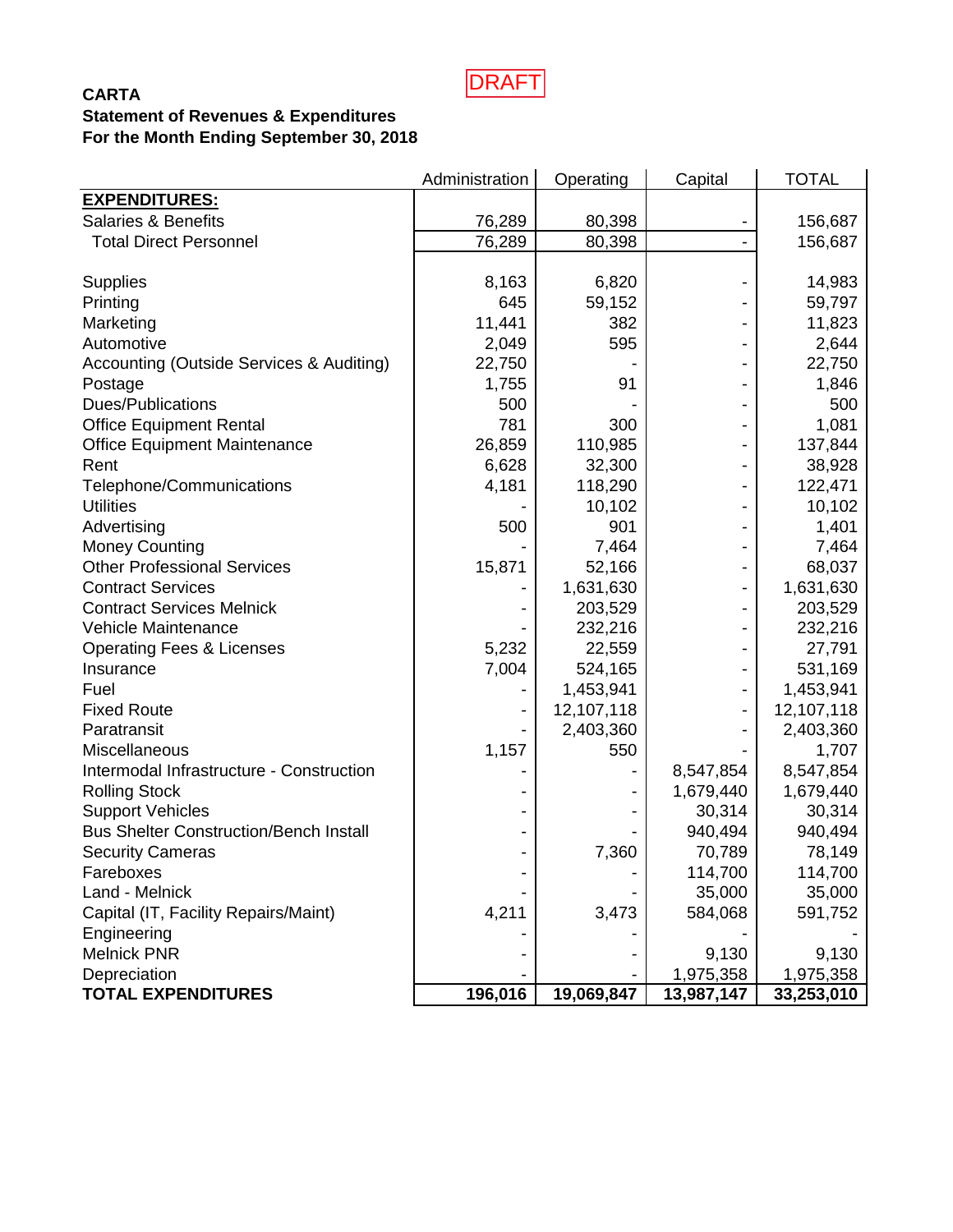DRAFT

**CARTA**
**Statement of Revenues & Expenditures**
**For the Month Ending September 30, 2018**

| | Administration | Operating | Capital | TOTAL |
|---|---|---|---|---|
| **EXPENDITURES:** | | | | |
| Salaries & Benefits | 76,289 | 80,398 | - | 156,687 |
| Total Direct Personnel | 76,289 | 80,398 | - | 156,687 |
| | | | | |
| Supplies | 8,163 | 6,820 | - | 14,983 |
| Printing | 645 | 59,152 | - | 59,797 |
| Marketing | 11,441 | 382 | - | 11,823 |
| Automotive | 2,049 | 595 | - | 2,644 |
| Accounting (Outside Services & Auditing) | 22,750 | - | - | 22,750 |
| Postage | 1,755 | 91 | - | 1,846 |
| Dues/Publications | 500 | - | - | 500 |
| Office Equipment Rental | 781 | 300 | - | 1,081 |
| Office Equipment Maintenance | 26,859 | 110,985 | - | 137,844 |
| Rent | 6,628 | 32,300 | - | 38,928 |
| Telephone/Communications | 4,181 | 118,290 | - | 122,471 |
| Utilities | - | 10,102 | - | 10,102 |
| Advertising | 500 | 901 | - | 1,401 |
| Money Counting | - | 7,464 | - | 7,464 |
| Other Professional Services | 15,871 | 52,166 | - | 68,037 |
| Contract Services | - | 1,631,630 | - | 1,631,630 |
| Contract Services Melnick | - | 203,529 | - | 203,529 |
| Vehicle Maintenance | - | 232,216 | - | 232,216 |
| Operating Fees & Licenses | 5,232 | 22,559 | - | 27,791 |
| Insurance | 7,004 | 524,165 | - | 531,169 |
| Fuel | - | 1,453,941 | - | 1,453,941 |
| Fixed Route | - | 12,107,118 | - | 12,107,118 |
| Paratransit | - | 2,403,360 | - | 2,403,360 |
| Miscellaneous | 1,157 | 550 | - | 1,707 |
| Intermodal Infrastructure - Construction | - | - | 8,547,854 | 8,547,854 |
| Rolling Stock | - | - | 1,679,440 | 1,679,440 |
| Support Vehicles | - | - | 30,314 | 30,314 |
| Bus Shelter Construction/Bench Install | - | - | 940,494 | 940,494 |
| Security Cameras | - | 7,360 | 70,789 | 78,149 |
| Fareboxes | - | - | 114,700 | 114,700 |
| Land - Melnick | - | - | 35,000 | 35,000 |
| Capital (IT, Facility Repairs/Maint) | 4,211 | 3,473 | 584,068 | 591,752 |
| Engineering | - | - | - | - |
| Melnick PNR | - | - | 9,130 | 9,130 |
| Depreciation | - | - | 1,975,358 | 1,975,358 |
| **TOTAL EXPENDITURES** | **196,016** | **19,069,847** | **13,987,147** | **33,253,010** |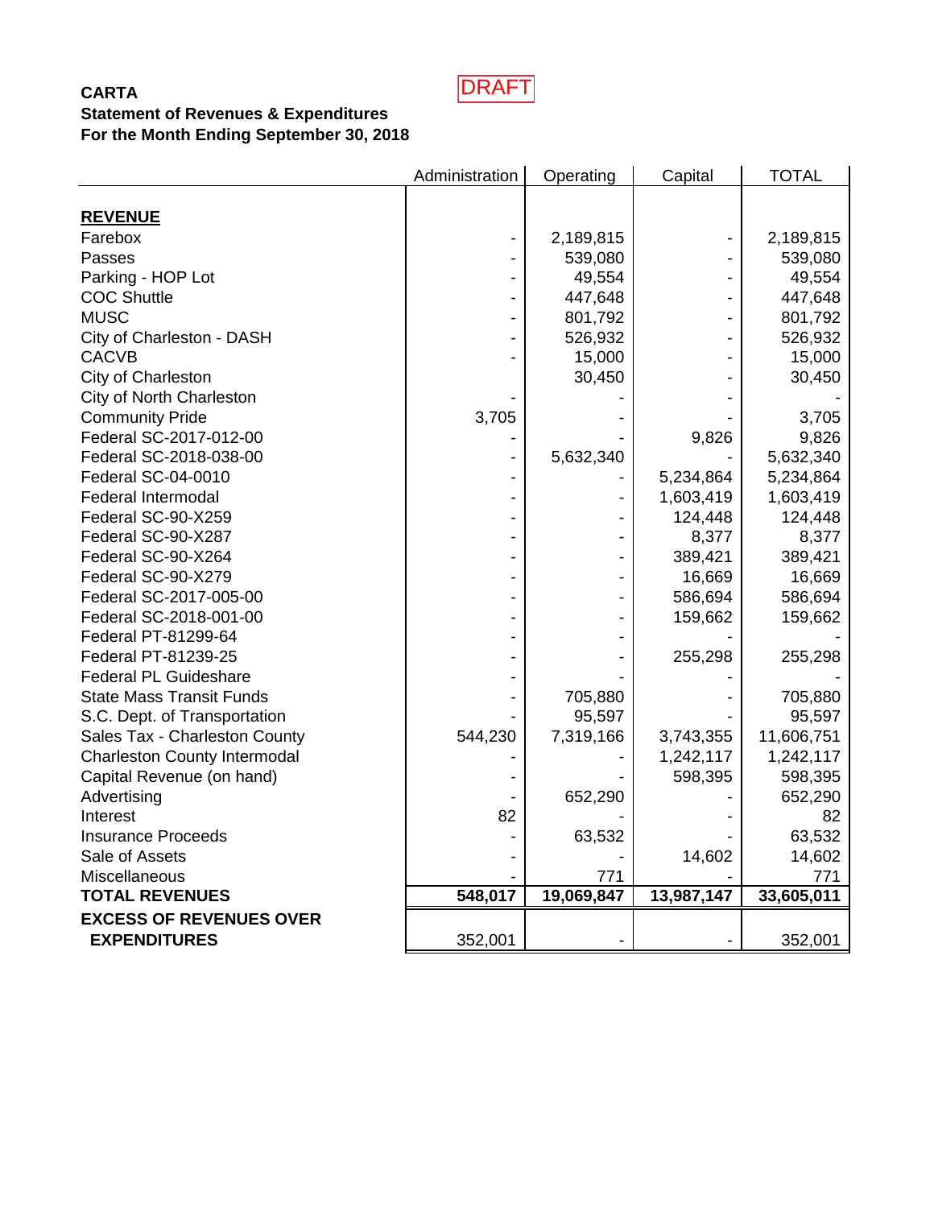**CARTA**

DRAFT

**Statement of Revenues & Expenditures**
**For the Month Ending September 30, 2018**

| | Administration | Operating | Capital | TOTAL |
|---|---|---|---|---|
| **REVENUE** | | | | |
| Farebox | - | 2,189,815 | - | 2,189,815 |
| Passes | - | 539,080 | - | 539,080 |
| Parking - HOP Lot | - | 49,554 | - | 49,554 |
| COC Shuttle | - | 447,648 | - | 447,648 |
| MUSC | - | 801,792 | - | 801,792 |
| City of Charleston - DASH | - | 526,932 | - | 526,932 |
| CACVB | - | 15,000 | - | 15,000 |
| City of Charleston | | 30,450 | - | 30,450 |
| City of North Charleston | - | - | - | - |
| Community Pride | 3,705 | - | - | 3,705 |
| Federal SC-2017-012-00 | - | - | 9,826 | 9,826 |
| Federal SC-2018-038-00 | - | 5,632,340 | - | 5,632,340 |
| Federal SC-04-0010 | - | - | 5,234,864 | 5,234,864 |
| Federal Intermodal | - | - | 1,603,419 | 1,603,419 |
| Federal SC-90-X259 | - | - | 124,448 | 124,448 |
| Federal SC-90-X287 | - | - | 8,377 | 8,377 |
| Federal SC-90-X264 | - | - | 389,421 | 389,421 |
| Federal SC-90-X279 | - | - | 16,669 | 16,669 |
| Federal SC-2017-005-00 | - | - | 586,694 | 586,694 |
| Federal SC-2018-001-00 | - | - | 159,662 | 159,662 |
| Federal PT-81299-64 | - | - | - | - |
| Federal PT-81239-25 | - | - | 255,298 | 255,298 |
| Federal PL Guideshare | - | - | - | - |
| State Mass Transit Funds | - | 705,880 | - | 705,880 |
| S.C. Dept. of Transportation | - | 95,597 | - | 95,597 |
| Sales Tax - Charleston County | 544,230 | 7,319,166 | 3,743,355 | 11,606,751 |
| Charleston County Intermodal | - | - | 1,242,117 | 1,242,117 |
| Capital Revenue (on hand) | - | - | 598,395 | 598,395 |
| Advertising | - | 652,290 | - | 652,290 |
| Interest | 82 | - | - | 82 |
| Insurance Proceeds | - | 63,532 | - | 63,532 |
| Sale of Assets | - | - | 14,602 | 14,602 |
| Miscellaneous | - | 771 | - | 771 |
| **TOTAL REVENUES** | **548,017** | **19,069,847** | **13,987,147** | **33,605,011** |
| **EXCESS OF REVENUES OVER EXPENDITURES** | 352,001 | - | - | 352,001 |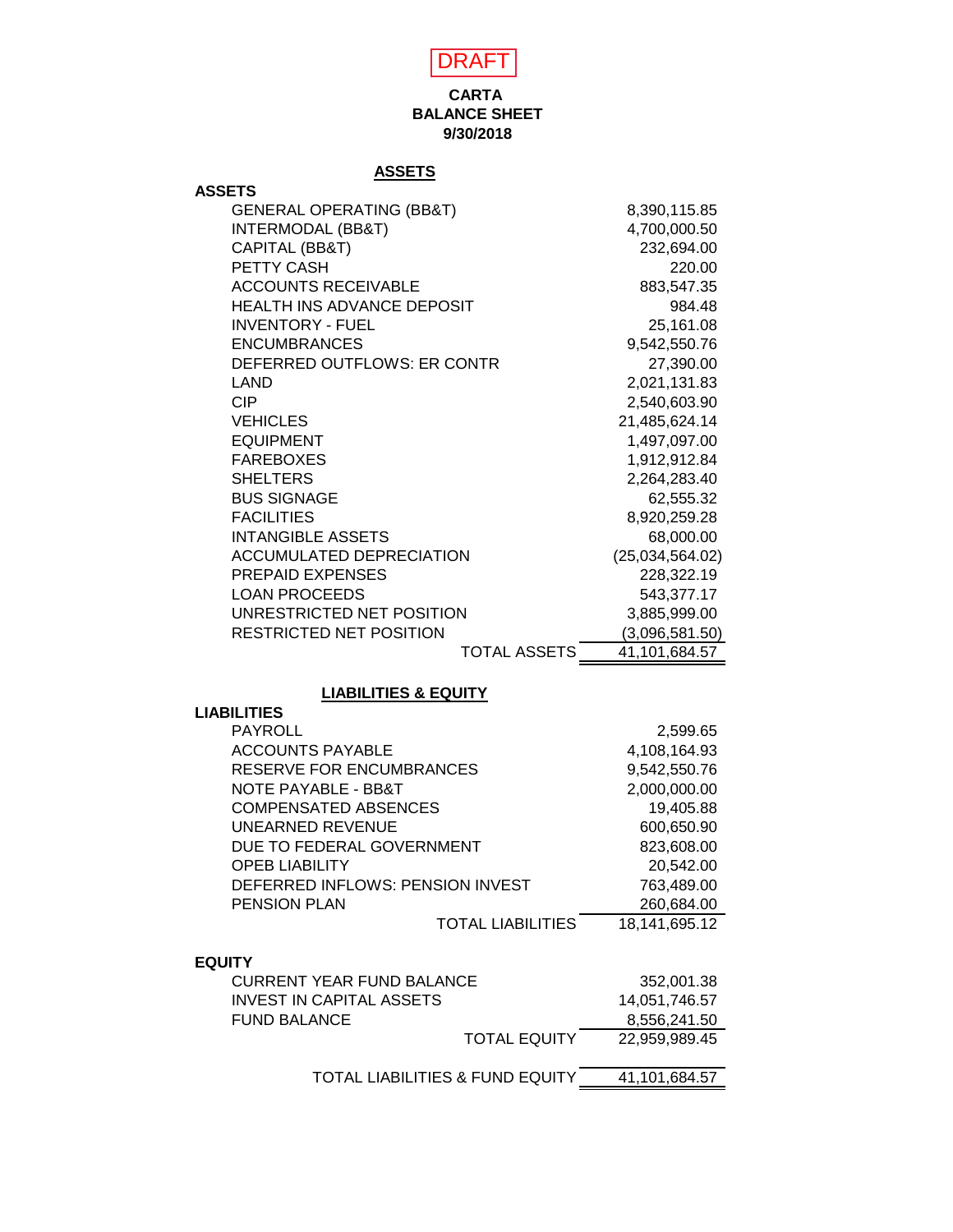DRAFT

**CARTA**
**BALANCE SHEET**
**9/30/2018**

## ASSETS

| | |
|---|---|
| **ASSETS** | |
| GENERAL OPERATING (BB&T) | 8,390,115.85 |
| INTERMODAL (BB&T) | 4,700,000.50 |
| CAPITAL (BB&T) | 232,694.00 |
| PETTY CASH | 220.00 |
| ACCOUNTS RECEIVABLE | 883,547.35 |
| HEALTH INS ADVANCE DEPOSIT | 984.48 |
| INVENTORY - FUEL | 25,161.08 |
| ENCUMBRANCES | 9,542,550.76 |
| DEFERRED OUTFLOWS: ER CONTR | 27,390.00 |
| LAND | 2,021,131.83 |
| CIP | 2,540,603.90 |
| VEHICLES | 21,485,624.14 |
| EQUIPMENT | 1,497,097.00 |
| FAREBOXES | 1,912,912.84 |
| SHELTERS | 2,264,283.40 |
| BUS SIGNAGE | 62,555.32 |
| FACILITIES | 8,920,259.28 |
| INTANGIBLE ASSETS | 68,000.00 |
| ACCUMULATED DEPRECIATION | (25,034,564.02) |
| PREPAID EXPENSES | 228,322.19 |
| LOAN PROCEEDS | 543,377.17 |
| UNRESTRICTED NET POSITION | 3,885,999.00 |
| RESTRICTED NET POSITION | (3,096,581.50) |
| TOTAL ASSETS | 41,101,684.57 |

## LIABILITIES & EQUITY

| | |
|---|---|
| **LIABILITIES** | |
| PAYROLL | 2,599.65 |
| ACCOUNTS PAYABLE | 4,108,164.93 |
| RESERVE FOR ENCUMBRANCES | 9,542,550.76 |
| NOTE PAYABLE - BB&T | 2,000,000.00 |
| COMPENSATED ABSENCES | 19,405.88 |
| UNEARNED REVENUE | 600,650.90 |
| DUE TO FEDERAL GOVERNMENT | 823,608.00 |
| OPEB LIABILITY | 20,542.00 |
| DEFERRED INFLOWS: PENSION INVEST | 763,489.00 |
| PENSION PLAN | 260,684.00 |
| TOTAL LIABILITIES | 18,141,695.12 |
| **EQUITY** | |
| CURRENT YEAR FUND BALANCE | 352,001.38 |
| INVEST IN CAPITAL ASSETS | 14,051,746.57 |
| FUND BALANCE | 8,556,241.50 |
| TOTAL EQUITY | 22,959,989.45 |
| TOTAL LIABILITIES & FUND EQUITY | 41,101,684.57 |